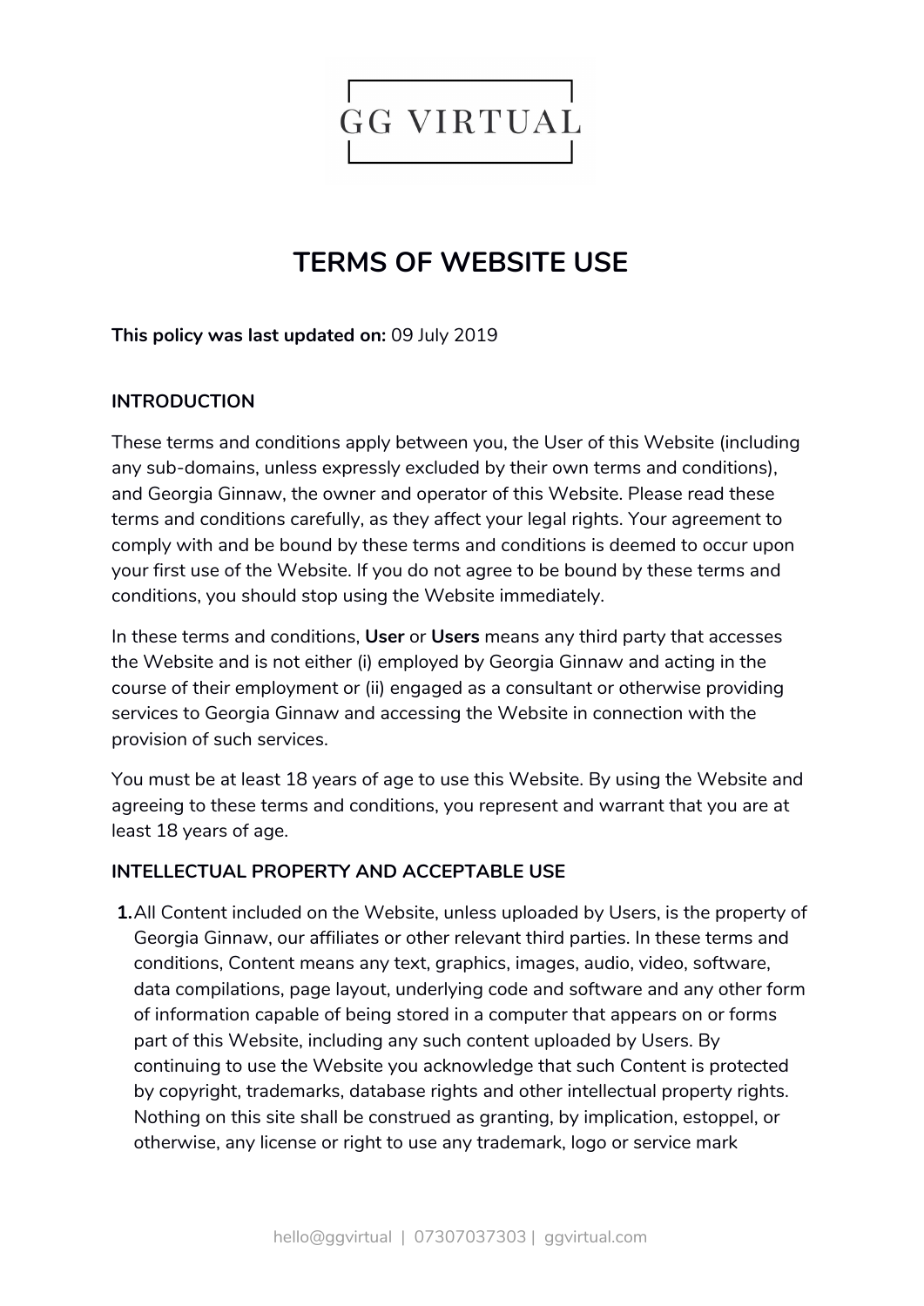GG VIRTUAL

# TERMS OF WEBSITE USE

**This policy was last updated on:** 09 July 2019

## INTRODUCTION

These terms and conditions apply between you, the User of this Website (including any sub-domains, unless expressly excluded by their own terms and conditions), and Georgia Ginnaw, the owner and operator of this Website. Please read these terms and conditions carefully, as they affect your legal rights. Your agreement to comply with and be bound by these terms and conditions is deemed to occur upon your first use of the Website. If you do not agree to be bound by these terms and conditions, you should stop using the Website immediately.

In these terms and conditions, **User** or **Users** means any third party that accesses the Website and is not either (i) employed by Georgia Ginnaw and acting in the course of their employment or (ii) engaged as a consultant or otherwise providing services to Georgia Ginnaw and accessing the Website in connection with the provision of such services.

You must be at least 18 years of age to use this Website. By using the Website and agreeing to these terms and conditions, you represent and warrant that you are at least 18 years of age.

## INTELLECTUAL PROPERTY AND ACCEPTABLE USE

1. All Content included on the Website, unless uploaded by Users, is the property of Georgia Ginnaw, our affiliates or other relevant third parties. In these terms and conditions, Content means any text, graphics, images, audio, video, software, data compilations, page layout, underlying code and software and any other form of information capable of being stored in a computer that appears on or forms part of this Website, including any such content uploaded by Users. By continuing to use the Website you acknowledge that such Content is protected by copyright, trademarks, database rights and other intellectual property rights. Nothing on this site shall be construed as granting, by implication, estoppel, or otherwise, any license or right to use any trademark, logo or service mark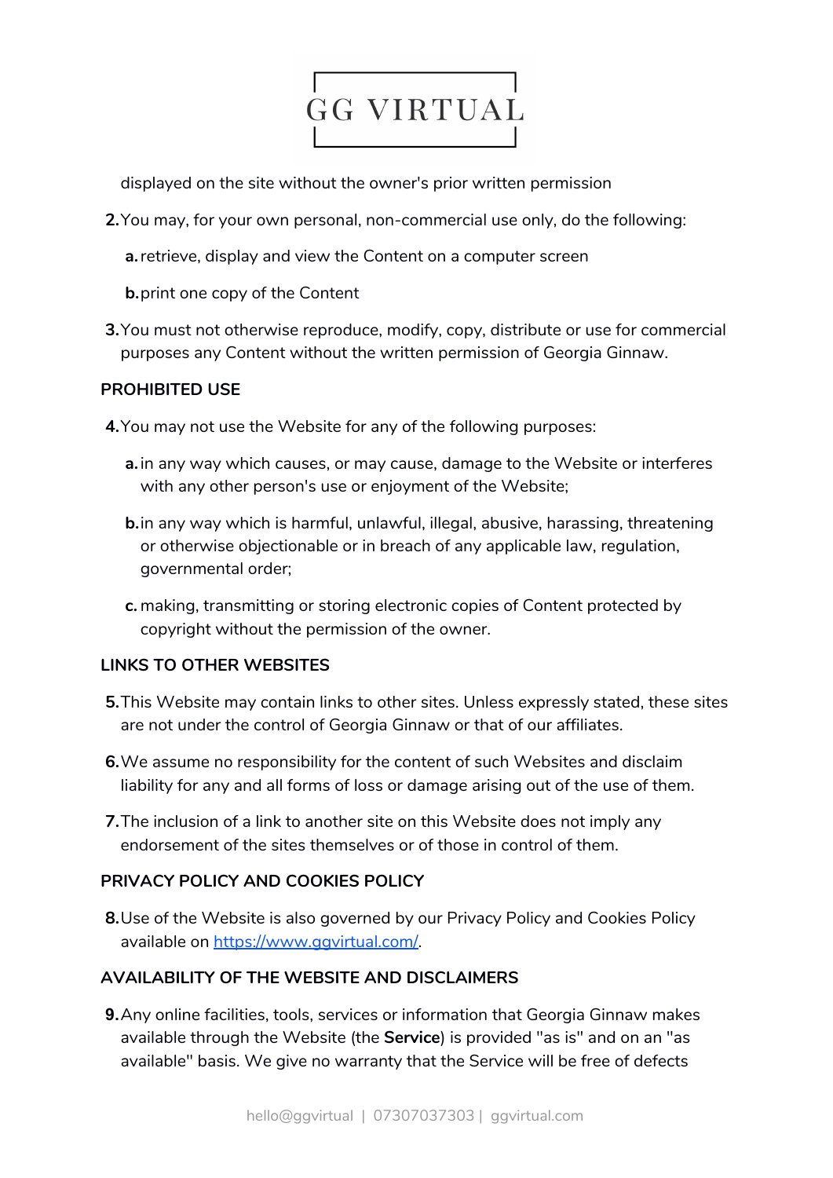displayed on the site without the owner's prior written permission

2. You may, for your own personal, non-commercial use only, do the following:

   a. retrieve, display and view the Content on a computer screen

   b. print one copy of the Content

3. You must not otherwise reproduce, modify, copy, distribute or use for commercial purposes any Content without the written permission of Georgia Ginnaw.

## PROHIBITED USE

4. You may not use the Website for any of the following purposes:

   a. in any way which causes, or may cause, damage to the Website or interferes with any other person's use or enjoyment of the Website;

   b. in any way which is harmful, unlawful, illegal, abusive, harassing, threatening or otherwise objectionable or in breach of any applicable law, regulation, governmental order;

   c. making, transmitting or storing electronic copies of Content protected by copyright without the permission of the owner.

## LINKS TO OTHER WEBSITES

5. This Website may contain links to other sites. Unless expressly stated, these sites are not under the control of Georgia Ginnaw or that of our affiliates.

6. We assume no responsibility for the content of such Websites and disclaim liability for any and all forms of loss or damage arising out of the use of them.

7. The inclusion of a link to another site on this Website does not imply any endorsement of the sites themselves or of those in control of them.

## PRIVACY POLICY AND COOKIES POLICY

8. Use of the Website is also governed by our Privacy Policy and Cookies Policy available on [https://www.ggvirtual.com/](https://www.ggvirtual.com/).

## AVAILABILITY OF THE WEBSITE AND DISCLAIMERS

9. Any online facilities, tools, services or information that Georgia Ginnaw makes available through the Website (the **Service**) is provided "as is" and on an "as available" basis. We give no warranty that the Service will be free of defects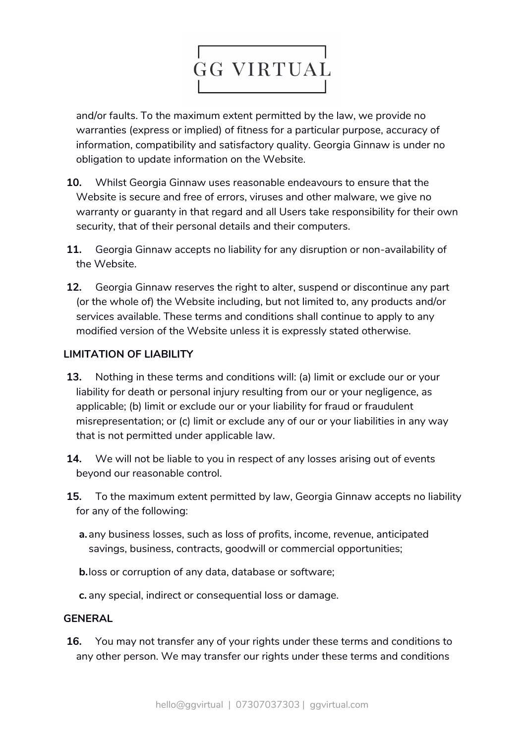and/or faults. To the maximum extent permitted by the law, we provide no warranties (express or implied) of fitness for a particular purpose, accuracy of information, compatibility and satisfactory quality. Georgia Ginnaw is under no obligation to update information on the Website.

**10.** Whilst Georgia Ginnaw uses reasonable endeavours to ensure that the Website is secure and free of errors, viruses and other malware, we give no warranty or guaranty in that regard and all Users take responsibility for their own security, that of their personal details and their computers.

**11.** Georgia Ginnaw accepts no liability for any disruption or non-availability of the Website.

**12.** Georgia Ginnaw reserves the right to alter, suspend or discontinue any part (or the whole of) the Website including, but not limited to, any products and/or services available. These terms and conditions shall continue to apply to any modified version of the Website unless it is expressly stated otherwise.

**LIMITATION OF LIABILITY**

**13.** Nothing in these terms and conditions will: (a) limit or exclude our or your liability for death or personal injury resulting from our or your negligence, as applicable; (b) limit or exclude our or your liability for fraud or fraudulent misrepresentation; or (c) limit or exclude any of our or your liabilities in any way that is not permitted under applicable law.

**14.** We will not be liable to you in respect of any losses arising out of events beyond our reasonable control.

**15.** To the maximum extent permitted by law, Georgia Ginnaw accepts no liability for any of the following:

**a.** any business losses, such as loss of profits, income, revenue, anticipated savings, business, contracts, goodwill or commercial opportunities;

**b.** loss or corruption of any data, database or software;

**c.** any special, indirect or consequential loss or damage.

**GENERAL**

**16.** You may not transfer any of your rights under these terms and conditions to any other person. We may transfer our rights under these terms and conditions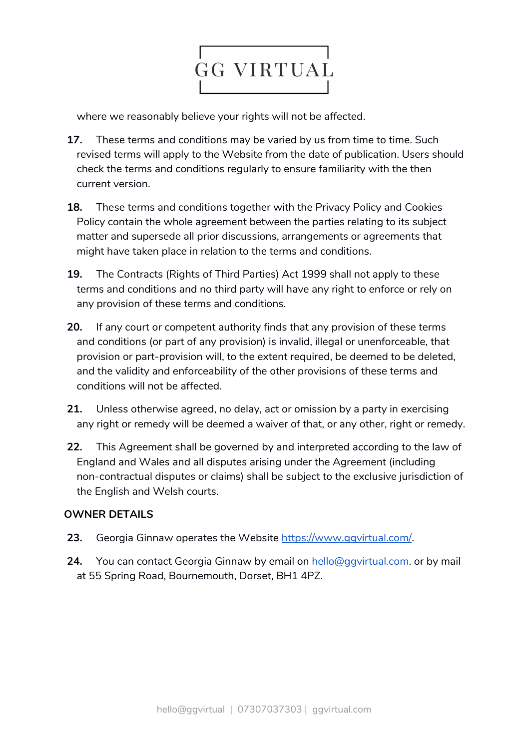where we reasonably believe your rights will not be affected.

17. These terms and conditions may be varied by us from time to time. Such revised terms will apply to the Website from the date of publication. Users should check the terms and conditions regularly to ensure familiarity with the then current version.

18. These terms and conditions together with the Privacy Policy and Cookies Policy contain the whole agreement between the parties relating to its subject matter and supersede all prior discussions, arrangements or agreements that might have taken place in relation to the terms and conditions.

19. The Contracts (Rights of Third Parties) Act 1999 shall not apply to these terms and conditions and no third party will have any right to enforce or rely on any provision of these terms and conditions.

20. If any court or competent authority finds that any provision of these terms and conditions (or part of any provision) is invalid, illegal or unenforceable, that provision or part-provision will, to the extent required, be deemed to be deleted, and the validity and enforceability of the other provisions of these terms and conditions will not be affected.

21. Unless otherwise agreed, no delay, act or omission by a party in exercising any right or remedy will be deemed a waiver of that, or any other, right or remedy.

22. This Agreement shall be governed by and interpreted according to the law of England and Wales and all disputes arising under the Agreement (including non-contractual disputes or claims) shall be subject to the exclusive jurisdiction of the English and Welsh courts.

**OWNER DETAILS**

23. Georgia Ginnaw operates the Website [https://www.ggvirtual.com/](https://www.ggvirtual.com/).

24. You can contact Georgia Ginnaw by email on [hello@ggvirtual.com](mailto:hello@ggvirtual.com). or by mail at 55 Spring Road, Bournemouth, Dorset, BH1 4PZ.